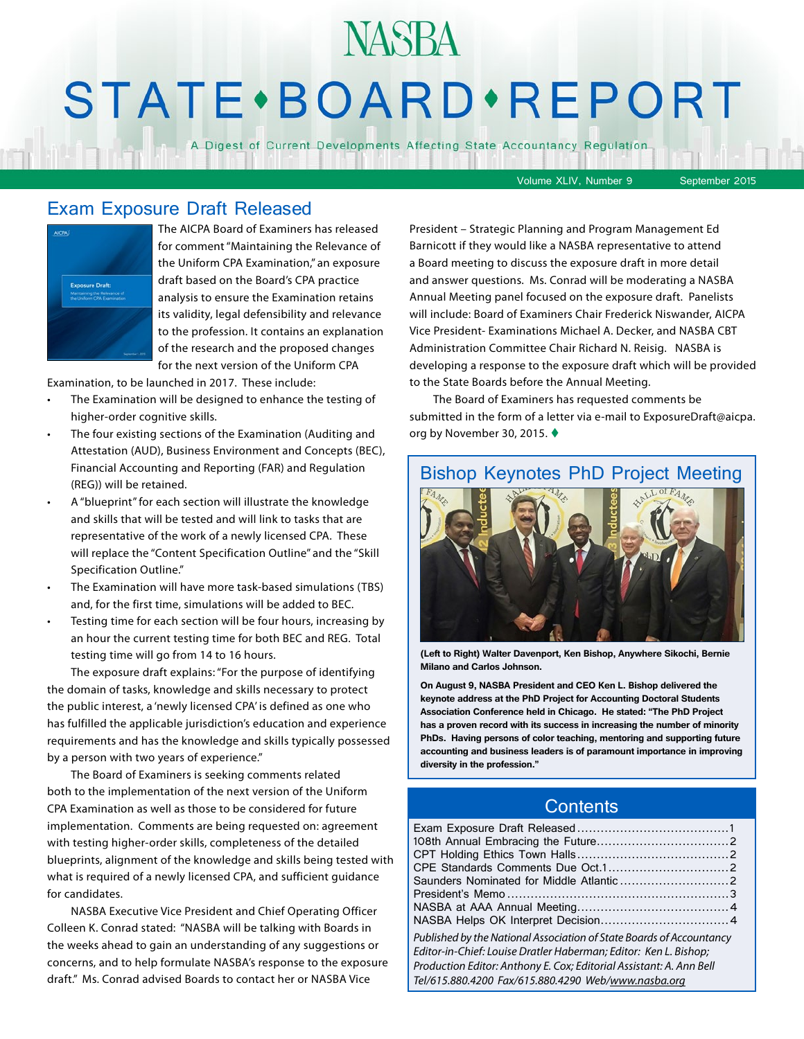# NASBA STATE • BOARD • REPORT

A Digest of Current Developments Affecting State Accountancy Regulation

Volume XLIV, Number 9 — September 2015

## Exam Exposure Draft Released

The AICPA Board of Examiners has released for comment "Maintaining the Relevance of the Uniform CPA Examination," an exposure draft based on the Board's CPA practice analysis to ensure the Examination retains its validity, legal defensibility and relevance to the profession. It contains an explanation of the research and the proposed changes for the next version of the Uniform CPA Examination, to be launched in 2017. These include:

- The Examination will be designed to enhance the testing of higher-order cognitive skills.
- The four existing sections of the Examination (Auditing and Attestation (AUD), Business Environment and Concepts (BEC), Financial Accounting and Reporting (FAR) and Regulation (REG)) will be retained.
- A "blueprint" for each section will illustrate the knowledge and skills that will be tested and will link to tasks that are representative of the work of a newly licensed CPA. These will replace the "Content Specification Outline" and the "Skill Specification Outline."
- The Examination will have more task-based simulations (TBS) and, for the first time, simulations will be added to BEC.
- Testing time for each section will be four hours, increasing by an hour the current testing time for both BEC and REG. Total testing time will go from 14 to 16 hours.

The exposure draft explains: "For the purpose of identifying the domain of tasks, knowledge and skills necessary to protect the public interest, a 'newly licensed CPA' is defined as one who has fulfilled the applicable jurisdiction's education and experience requirements and has the knowledge and skills typically possessed by a person with two years of experience."

The Board of Examiners is seeking comments related both to the implementation of the next version of the Uniform CPA Examination as well as those to be considered for future implementation. Comments are being requested on: agreement with testing higher-order skills, completeness of the detailed blueprints, alignment of the knowledge and skills being tested with what is required of a newly licensed CPA, and sufficient guidance for candidates.

NASBA Executive Vice President and Chief Operating Officer Colleen K. Conrad stated: "NASBA will be talking with Boards in the weeks ahead to gain an understanding of any suggestions or concerns, and to help formulate NASBA's response to the exposure draft." Ms. Conrad advised Boards to contact her or NASBA Vice President – Strategic Planning and Program Management Ed Barnicott if they would like a NASBA representative to attend a Board meeting to discuss the exposure draft in more detail and answer questions. Ms. Conrad will be moderating a NASBA Annual Meeting panel focused on the exposure draft. Panelists will include: Board of Examiners Chair Frederick Niswander, AICPA Vice President- Examinations Michael A. Decker, and NASBA CBT Administration Committee Chair Richard N. Reisig. NASBA is developing a response to the exposure draft which will be provided to the State Boards before the Annual Meeting.

The Board of Examiners has requested comments be submitted in the form of a letter via e-mail to ExposureDraft@aicpa.org by November 30, 2015. ♦

## Bishop Keynotes PhD Project Meeting

**(Left to Right) Walter Davenport, Ken Bishop, Anywhere Sikochi, Bernie Milano and Carlos Johnson.**

**On August 9, NASBA President and CEO Ken L. Bishop delivered the keynote address at the PhD Project for Accounting Doctoral Students Association Conference held in Chicago. He stated: "The PhD Project has a proven record with its success in increasing the number of minority PhDs. Having persons of color teaching, mentoring and supporting future accounting and business leaders is of paramount importance in improving diversity in the profession."**

## Contents

| | |
|---|---|
| Exam Exposure Draft Released | 1 |
| 108th Annual Embracing the Future | 2 |
| CPT Holding Ethics Town Halls | 2 |
| CPE Standards Comments Due Oct.1 | 2 |
| Saunders Nominated for Middle Atlantic | 2 |
| President's Memo | 3 |
| NASBA at AAA Annual Meeting | 4 |
| NASBA Helps OK Interpret Decision | 4 |

*Published by the National Association of State Boards of Accountancy*
*Editor-in-Chief: Louise Dratler Haberman; Editor: Ken L. Bishop; Production Editor: Anthony E. Cox; Editorial Assistant: A. Ann Bell*
*Tel/615.880.4200 Fax/615.880.4290 Web/www.nasba.org*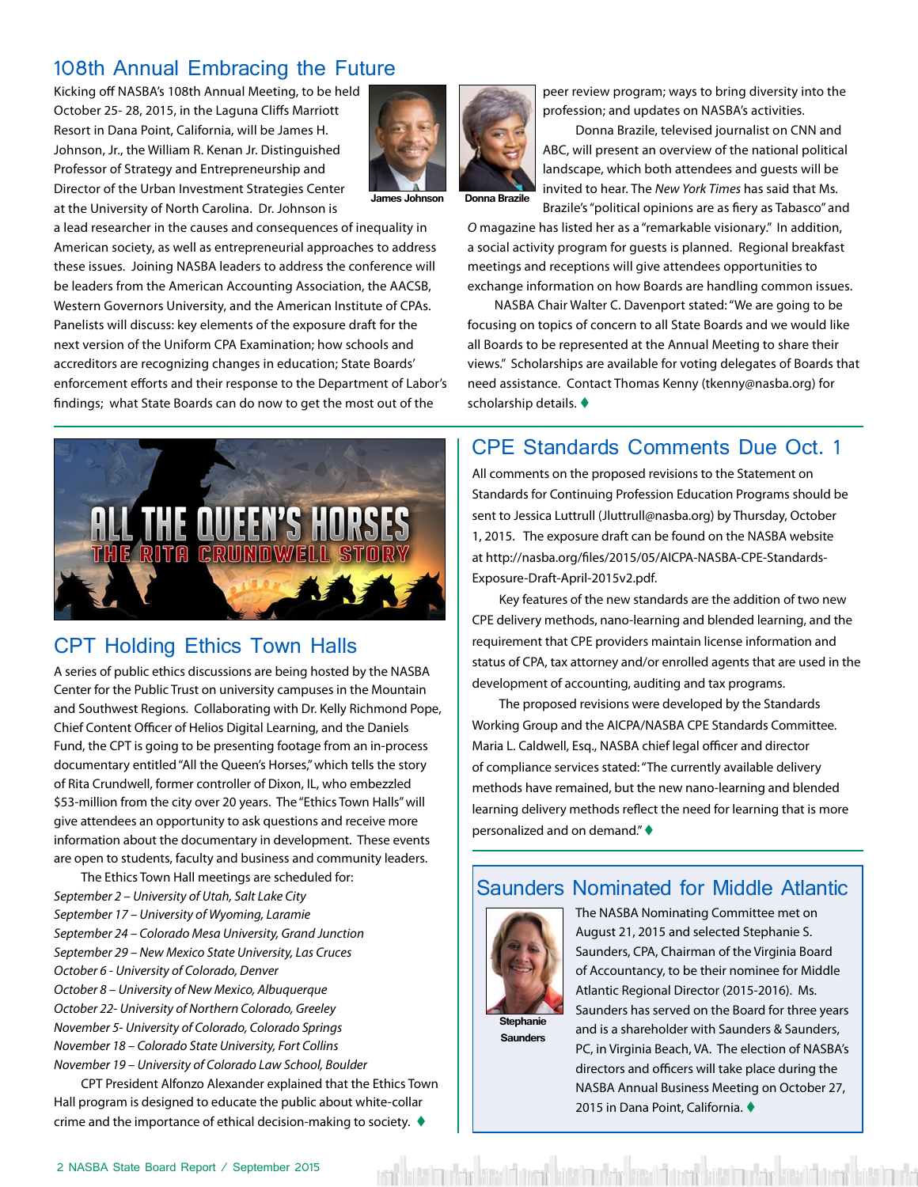## 108th Annual Embracing the Future

James Johnson

Donna Brazile

Kicking off NASBA's 108th Annual Meeting, to be held October 25- 28, 2015, in the Laguna Cliffs Marriott Resort in Dana Point, California, will be James H. Johnson, Jr., the William R. Kenan Jr. Distinguished Professor of Strategy and Entrepreneurship and Director of the Urban Investment Strategies Center at the University of North Carolina. Dr. Johnson is a lead researcher in the causes and consequences of inequality in American society, as well as entrepreneurial approaches to address these issues. Joining NASBA leaders to address the conference will be leaders from the American Accounting Association, the AACSB, Western Governors University, and the American Institute of CPAs. Panelists will discuss: key elements of the exposure draft for the next version of the Uniform CPA Examination; how schools and accreditors are recognizing changes in education; State Boards' enforcement efforts and their response to the Department of Labor's findings; what State Boards can do now to get the most out of the peer review program; ways to bring diversity into the profession; and updates on NASBA's activities.

Donna Brazile, televised journalist on CNN and ABC, will present an overview of the national political landscape, which both attendees and guests will be invited to hear. The *New York Times* has said that Ms. Brazile's "political opinions are as fiery as Tabasco" and *O* magazine has listed her as a "remarkable visionary." In addition, a social activity program for guests is planned. Regional breakfast meetings and receptions will give attendees opportunities to exchange information on how Boards are handling common issues.

NASBA Chair Walter C. Davenport stated: "We are going to be focusing on topics of concern to all State Boards and we would like all Boards to be represented at the Annual Meeting to share their views." Scholarships are available for voting delegates of Boards that need assistance. Contact Thomas Kenny (tkenny@nasba.org) for scholarship details. ♦

ALL THE QUEEN'S HORSES
THE RITA CRUNDWELL STORY

## CPT Holding Ethics Town Halls

A series of public ethics discussions are being hosted by the NASBA Center for the Public Trust on university campuses in the Mountain and Southwest Regions. Collaborating with Dr. Kelly Richmond Pope, Chief Content Officer of Helios Digital Learning, and the Daniels Fund, the CPT is going to be presenting footage from an in-process documentary entitled "All the Queen's Horses," which tells the story of Rita Crundwell, former controller of Dixon, IL, who embezzled $53-million from the city over 20 years. The "Ethics Town Halls" will give attendees an opportunity to ask questions and receive more information about the documentary in development. These events are open to students, faculty and business and community leaders.

The Ethics Town Hall meetings are scheduled for:

*September 2 – University of Utah, Salt Lake City*
*September 17 – University of Wyoming, Laramie*
*September 24 – Colorado Mesa University, Grand Junction*
*September 29 – New Mexico State University, Las Cruces*
*October 6 - University of Colorado, Denver*
*October 8 – University of New Mexico, Albuquerque*
*October 22- University of Northern Colorado, Greeley*
*November 5- University of Colorado, Colorado Springs*
*November 18 – Colorado State University, Fort Collins*
*November 19 – University of Colorado Law School, Boulder*

CPT President Alfonzo Alexander explained that the Ethics Town Hall program is designed to educate the public about white-collar crime and the importance of ethical decision-making to society. ♦

## CPE Standards Comments Due Oct. 1

All comments on the proposed revisions to the Statement on Standards for Continuing Profession Education Programs should be sent to Jessica Luttrull (Jluttrull@nasba.org) by Thursday, October 1, 2015. The exposure draft can be found on the NASBA website at http://nasba.org/files/2015/05/AICPA-NASBA-CPE-Standards-Exposure-Draft-April-2015v2.pdf.

Key features of the new standards are the addition of two new CPE delivery methods, nano-learning and blended learning, and the requirement that CPE providers maintain license information and status of CPA, tax attorney and/or enrolled agents that are used in the development of accounting, auditing and tax programs.

The proposed revisions were developed by the Standards Working Group and the AICPA/NASBA CPE Standards Committee. Maria L. Caldwell, Esq., NASBA chief legal officer and director of compliance services stated: "The currently available delivery methods have remained, but the new nano-learning and blended learning delivery methods reflect the need for learning that is more personalized and on demand." ♦

## Saunders Nominated for Middle Atlantic

Stephanie Saunders

The NASBA Nominating Committee met on August 21, 2015 and selected Stephanie S. Saunders, CPA, Chairman of the Virginia Board of Accountancy, to be their nominee for Middle Atlantic Regional Director (2015-2016). Ms. Saunders has served on the Board for three years and is a shareholder with Saunders & Saunders, PC, in Virginia Beach, VA. The election of NASBA's directors and officers will take place during the NASBA Annual Business Meeting on October 27, 2015 in Dana Point, California. ♦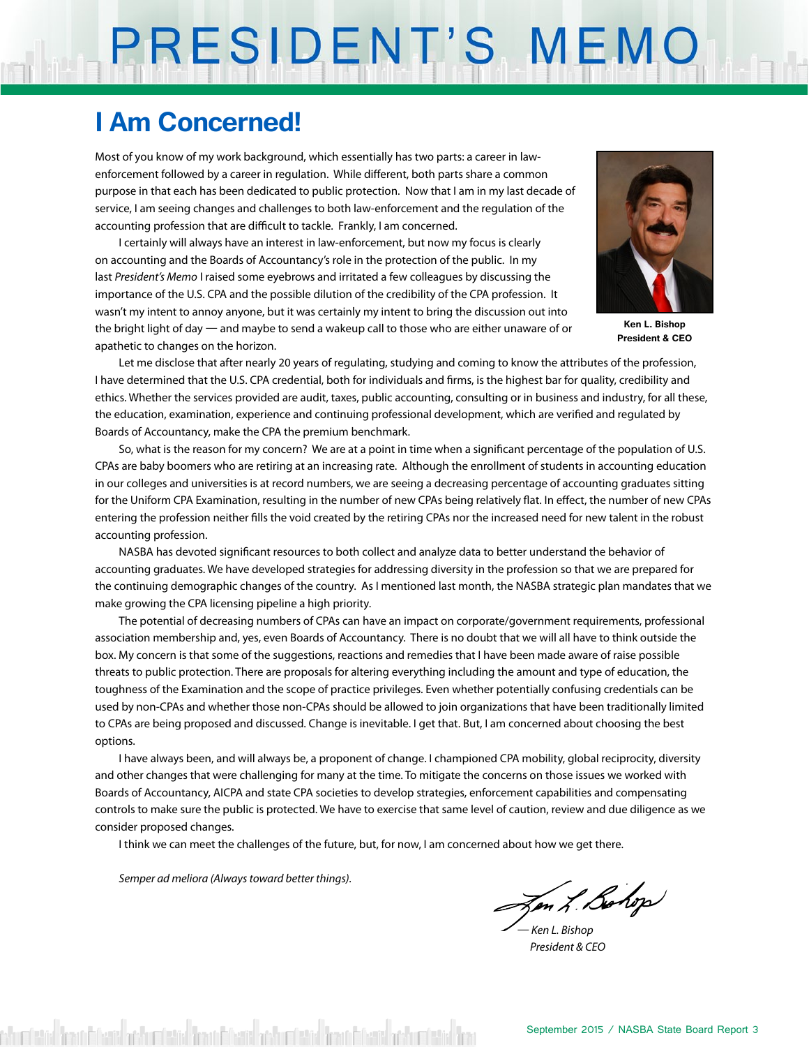# PRESIDENT'S MEMO

## I Am Concerned!

Most of you know of my work background, which essentially has two parts: a career in law-enforcement followed by a career in regulation. While different, both parts share a common purpose in that each has been dedicated to public protection. Now that I am in my last decade of service, I am seeing changes and challenges to both law-enforcement and the regulation of the accounting profession that are difficult to tackle. Frankly, I am concerned.

**Ken L. Bishop**
**President & CEO**

I certainly will always have an interest in law-enforcement, but now my focus is clearly on accounting and the Boards of Accountancy's role in the protection of the public. In my last *President's Memo* I raised some eyebrows and irritated a few colleagues by discussing the importance of the U.S. CPA and the possible dilution of the credibility of the CPA profession. It wasn't my intent to annoy anyone, but it was certainly my intent to bring the discussion out into the bright light of day — and maybe to send a wakeup call to those who are either unaware of or apathetic to changes on the horizon.

Let me disclose that after nearly 20 years of regulating, studying and coming to know the attributes of the profession, I have determined that the U.S. CPA credential, both for individuals and firms, is the highest bar for quality, credibility and ethics. Whether the services provided are audit, taxes, public accounting, consulting or in business and industry, for all these, the education, examination, experience and continuing professional development, which are verified and regulated by Boards of Accountancy, make the CPA the premium benchmark.

So, what is the reason for my concern? We are at a point in time when a significant percentage of the population of U.S. CPAs are baby boomers who are retiring at an increasing rate. Although the enrollment of students in accounting education in our colleges and universities is at record numbers, we are seeing a decreasing percentage of accounting graduates sitting for the Uniform CPA Examination, resulting in the number of new CPAs being relatively flat. In effect, the number of new CPAs entering the profession neither fills the void created by the retiring CPAs nor the increased need for new talent in the robust accounting profession.

NASBA has devoted significant resources to both collect and analyze data to better understand the behavior of accounting graduates. We have developed strategies for addressing diversity in the profession so that we are prepared for the continuing demographic changes of the country. As I mentioned last month, the NASBA strategic plan mandates that we make growing the CPA licensing pipeline a high priority.

The potential of decreasing numbers of CPAs can have an impact on corporate/government requirements, professional association membership and, yes, even Boards of Accountancy. There is no doubt that we will all have to think outside the box. My concern is that some of the suggestions, reactions and remedies that I have been made aware of raise possible threats to public protection. There are proposals for altering everything including the amount and type of education, the toughness of the Examination and the scope of practice privileges. Even whether potentially confusing credentials can be used by non-CPAs and whether those non-CPAs should be allowed to join organizations that have been traditionally limited to CPAs are being proposed and discussed. Change is inevitable. I get that. But, I am concerned about choosing the best options.

I have always been, and will always be, a proponent of change. I championed CPA mobility, global reciprocity, diversity and other changes that were challenging for many at the time. To mitigate the concerns on those issues we worked with Boards of Accountancy, AICPA and state CPA societies to develop strategies, enforcement capabilities and compensating controls to make sure the public is protected. We have to exercise that same level of caution, review and due diligence as we consider proposed changes.

I think we can meet the challenges of the future, but, for now, I am concerned about how we get there.

*Semper ad meliora (Always toward better things).*

*— Ken L. Bishop*
*President & CEO*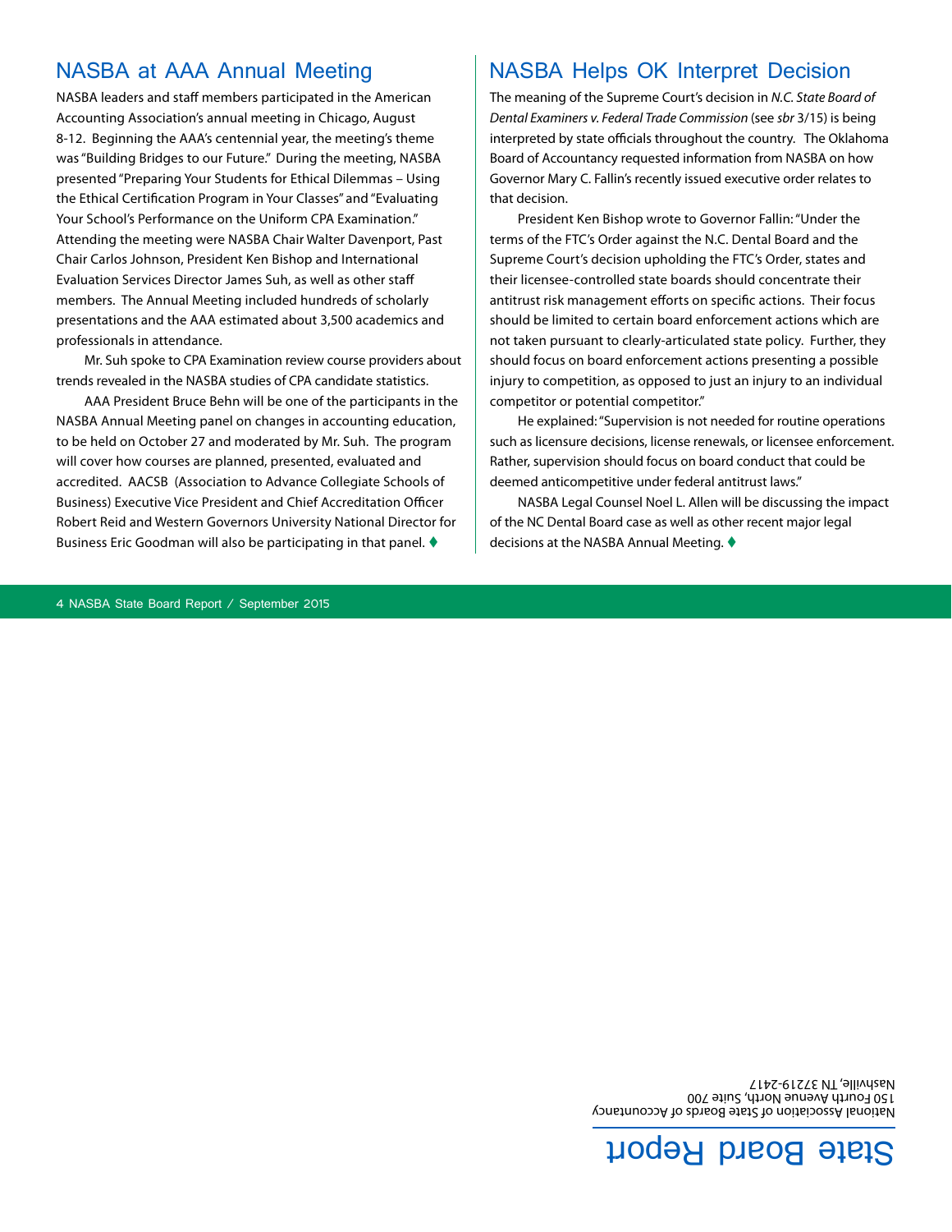## NASBA at AAA Annual Meeting

NASBA leaders and staff members participated in the American Accounting Association's annual meeting in Chicago, August 8-12. Beginning the AAA's centennial year, the meeting's theme was "Building Bridges to our Future." During the meeting, NASBA presented "Preparing Your Students for Ethical Dilemmas – Using the Ethical Certification Program in Your Classes" and "Evaluating Your School's Performance on the Uniform CPA Examination." Attending the meeting were NASBA Chair Walter Davenport, Past Chair Carlos Johnson, President Ken Bishop and International Evaluation Services Director James Suh, as well as other staff members. The Annual Meeting included hundreds of scholarly presentations and the AAA estimated about 3,500 academics and professionals in attendance.

Mr. Suh spoke to CPA Examination review course providers about trends revealed in the NASBA studies of CPA candidate statistics.

AAA President Bruce Behn will be one of the participants in the NASBA Annual Meeting panel on changes in accounting education, to be held on October 27 and moderated by Mr. Suh. The program will cover how courses are planned, presented, evaluated and accredited. AACSB (Association to Advance Collegiate Schools of Business) Executive Vice President and Chief Accreditation Officer Robert Reid and Western Governors University National Director for Business Eric Goodman will also be participating in that panel. ♦

## NASBA Helps OK Interpret Decision

The meaning of the Supreme Court's decision in *N.C. State Board of Dental Examiners v. Federal Trade Commission* (see *sbr* 3/15) is being interpreted by state officials throughout the country. The Oklahoma Board of Accountancy requested information from NASBA on how Governor Mary C. Fallin's recently issued executive order relates to that decision.

President Ken Bishop wrote to Governor Fallin: "Under the terms of the FTC's Order against the N.C. Dental Board and the Supreme Court's decision upholding the FTC's Order, states and their licensee-controlled state boards should concentrate their antitrust risk management efforts on specific actions. Their focus should be limited to certain board enforcement actions which are not taken pursuant to clearly-articulated state policy. Further, they should focus on board enforcement actions presenting a possible injury to competition, as opposed to just an injury to an individual competitor or potential competitor."

He explained: "Supervision is not needed for routine operations such as licensure decisions, license renewals, or licensee enforcement. Rather, supervision should focus on board conduct that could be deemed anticompetitive under federal antitrust laws."

NASBA Legal Counsel Noel L. Allen will be discussing the impact of the NC Dental Board case as well as other recent major legal decisions at the NASBA Annual Meeting. ♦

State Board Report

National Association of State Boards of Accountancy
150 Fourth Avenue North, Suite 700
Nashville, TN 37219-2417